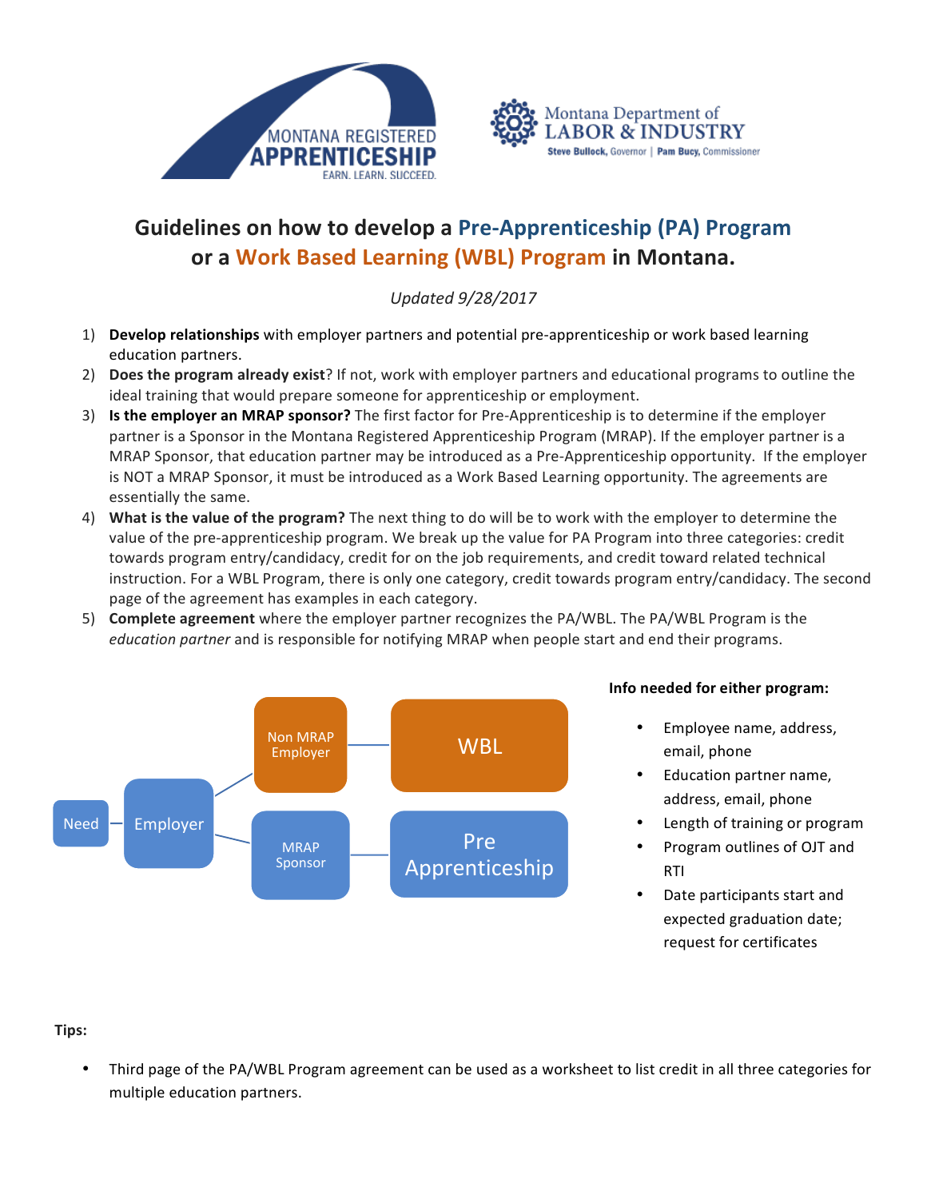MONTANA REGISTERED **APPRENTICESHIP** EARN. LEARN. SUCCEED.

Montana Department of LABOR & INDUSTRY
Steve Bullock, Governor | Pam Bucy, Commissioner

# Guidelines on how to develop a Pre-Apprenticeship (PA) Program or a Work Based Learning (WBL) Program in Montana.

*Updated 9/28/2017*

1) **Develop relationships** with employer partners and potential pre-apprenticeship or work based learning education partners.
2) **Does the program already exist**? If not, work with employer partners and educational programs to outline the ideal training that would prepare someone for apprenticeship or employment.
3) **Is the employer an MRAP sponsor?** The first factor for Pre-Apprenticeship is to determine if the employer partner is a Sponsor in the Montana Registered Apprenticeship Program (MRAP). If the employer partner is a MRAP Sponsor, that education partner may be introduced as a Pre-Apprenticeship opportunity. If the employer is NOT a MRAP Sponsor, it must be introduced as a Work Based Learning opportunity. The agreements are essentially the same.
4) **What is the value of the program?** The next thing to do will be to work with the employer to determine the value of the pre-apprenticeship program. We break up the value for PA Program into three categories: credit towards program entry/candidacy, credit for on the job requirements, and credit toward related technical instruction. For a WBL Program, there is only one category, credit towards program entry/candidacy. The second page of the agreement has examples in each category.
5) **Complete agreement** where the employer partner recognizes the PA/WBL. The PA/WBL Program is the *education partner* and is responsible for notifying MRAP when people start and end their programs.

Need – Employer – Non MRAP Employer – WBL

Need – Employer – MRAP Sponsor – Pre Apprenticeship

**Info needed for either program:**

- Employee name, address, email, phone
- Education partner name, address, email, phone
- Length of training or program
- Program outlines of OJT and RTI
- Date participants start and expected graduation date; request for certificates

**Tips:**

- Third page of the PA/WBL Program agreement can be used as a worksheet to list credit in all three categories for multiple education partners.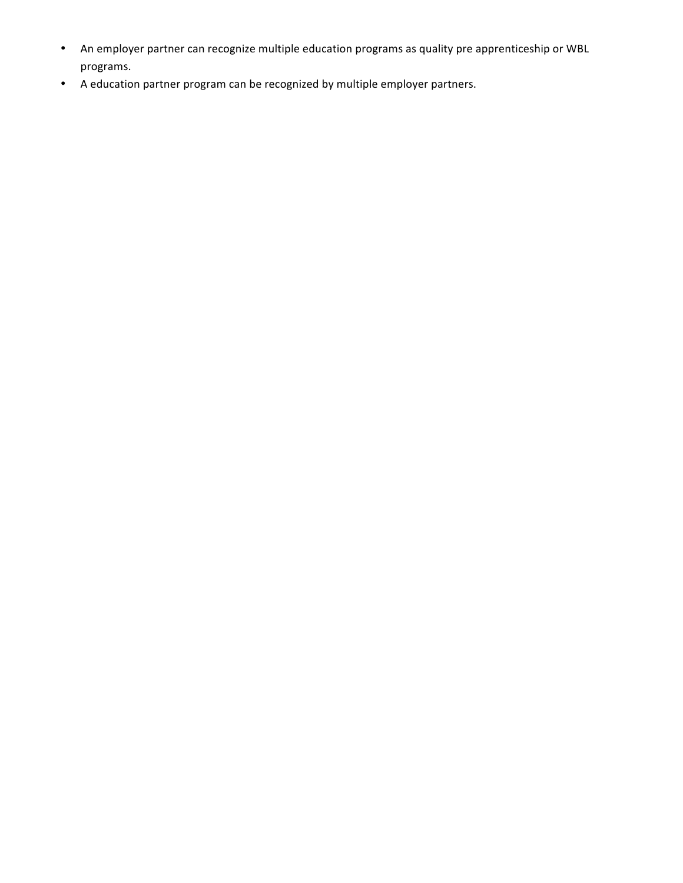- An employer partner can recognize multiple education programs as quality pre apprenticeship or WBL programs.
- A education partner program can be recognized by multiple employer partners.